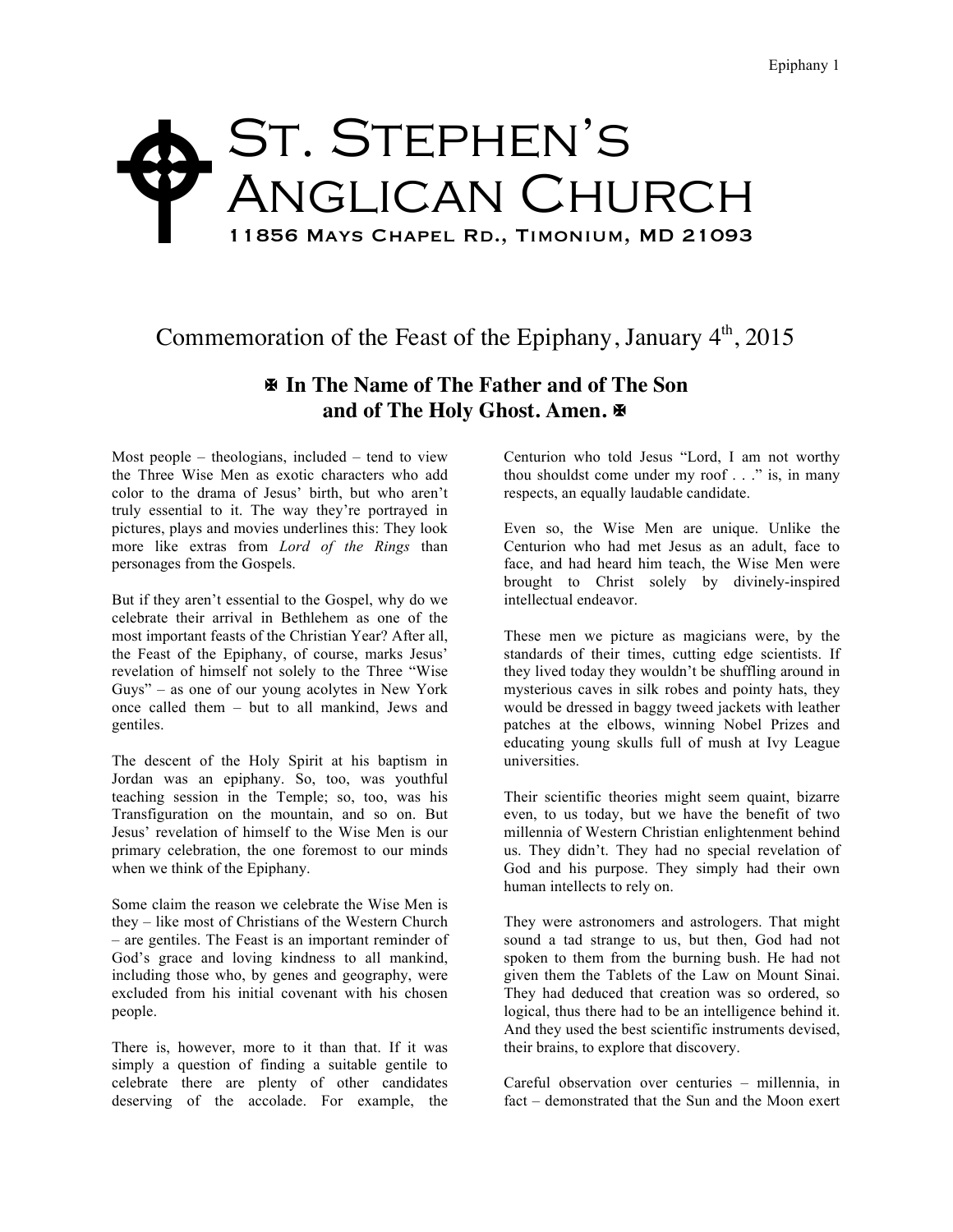# St. Stephen's Anglican Church

11856 Mays Chapel Rd., Timonium, MD 21093

## Commemoration of the Feast of the Epiphany, January 4th, 2015

**✠ In The Name of The Father and of The Son and of The Holy Ghost. Amen. ✠**

Most people – theologians, included – tend to view the Three Wise Men as exotic characters who add color to the drama of Jesus' birth, but who aren't truly essential to it. The way they're portrayed in pictures, plays and movies underlines this: They look more like extras from *Lord of the Rings* than personages from the Gospels.

But if they aren't essential to the Gospel, why do we celebrate their arrival in Bethlehem as one of the most important feasts of the Christian Year? After all, the Feast of the Epiphany, of course, marks Jesus' revelation of himself not solely to the Three "Wise Guys" – as one of our young acolytes in New York once called them – but to all mankind, Jews and gentiles.

The descent of the Holy Spirit at his baptism in Jordan was an epiphany. So, too, was youthful teaching session in the Temple; so, too, was his Transfiguration on the mountain, and so on. But Jesus' revelation of himself to the Wise Men is our primary celebration, the one foremost to our minds when we think of the Epiphany.

Some claim the reason we celebrate the Wise Men is they – like most of Christians of the Western Church – are gentiles. The Feast is an important reminder of God's grace and loving kindness to all mankind, including those who, by genes and geography, were excluded from his initial covenant with his chosen people.

There is, however, more to it than that. If it was simply a question of finding a suitable gentile to celebrate there are plenty of other candidates deserving of the accolade. For example, the Centurion who told Jesus "Lord, I am not worthy thou shouldst come under my roof . . ." is, in many respects, an equally laudable candidate.

Even so, the Wise Men are unique. Unlike the Centurion who had met Jesus as an adult, face to face, and had heard him teach, the Wise Men were brought to Christ solely by divinely-inspired intellectual endeavor.

These men we picture as magicians were, by the standards of their times, cutting edge scientists. If they lived today they wouldn't be shuffling around in mysterious caves in silk robes and pointy hats, they would be dressed in baggy tweed jackets with leather patches at the elbows, winning Nobel Prizes and educating young skulls full of mush at Ivy League universities.

Their scientific theories might seem quaint, bizarre even, to us today, but we have the benefit of two millennia of Western Christian enlightenment behind us. They didn't. They had no special revelation of God and his purpose. They simply had their own human intellects to rely on.

They were astronomers and astrologers. That might sound a tad strange to us, but then, God had not spoken to them from the burning bush. He had not given them the Tablets of the Law on Mount Sinai. They had deduced that creation was so ordered, so logical, thus there had to be an intelligence behind it. And they used the best scientific instruments devised, their brains, to explore that discovery.

Careful observation over centuries – millennia, in fact – demonstrated that the Sun and the Moon exert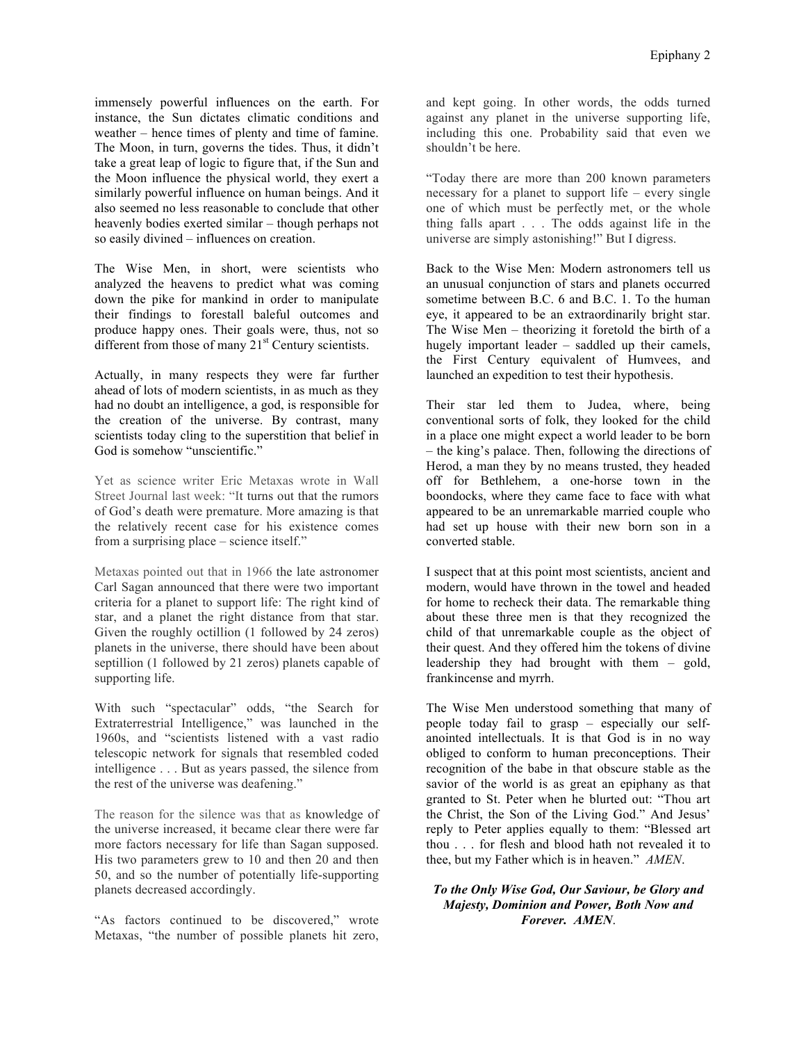immensely powerful influences on the earth. For instance, the Sun dictates climatic conditions and weather – hence times of plenty and time of famine. The Moon, in turn, governs the tides. Thus, it didn't take a great leap of logic to figure that, if the Sun and the Moon influence the physical world, they exert a similarly powerful influence on human beings. And it also seemed no less reasonable to conclude that other heavenly bodies exerted similar – though perhaps not so easily divined – influences on creation.

The Wise Men, in short, were scientists who analyzed the heavens to predict what was coming down the pike for mankind in order to manipulate their findings to forestall baleful outcomes and produce happy ones. Their goals were, thus, not so different from those of many 21st Century scientists.

Actually, in many respects they were far further ahead of lots of modern scientists, in as much as they had no doubt an intelligence, a god, is responsible for the creation of the universe. By contrast, many scientists today cling to the superstition that belief in God is somehow "unscientific."

Yet as science writer Eric Metaxas wrote in Wall Street Journal last week: "It turns out that the rumors of God's death were premature. More amazing is that the relatively recent case for his existence comes from a surprising place – science itself."

Metaxas pointed out that in 1966 the late astronomer Carl Sagan announced that there were two important criteria for a planet to support life: The right kind of star, and a planet the right distance from that star. Given the roughly octillion (1 followed by 24 zeros) planets in the universe, there should have been about septillion (1 followed by 21 zeros) planets capable of supporting life.

With such "spectacular" odds, "the Search for Extraterrestrial Intelligence," was launched in the 1960s, and "scientists listened with a vast radio telescopic network for signals that resembled coded intelligence . . . But as years passed, the silence from the rest of the universe was deafening."

The reason for the silence was that as knowledge of the universe increased, it became clear there were far more factors necessary for life than Sagan supposed. His two parameters grew to 10 and then 20 and then 50, and so the number of potentially life-supporting planets decreased accordingly.

"As factors continued to be discovered," wrote Metaxas, "the number of possible planets hit zero, and kept going. In other words, the odds turned against any planet in the universe supporting life, including this one. Probability said that even we shouldn't be here.

"Today there are more than 200 known parameters necessary for a planet to support life – every single one of which must be perfectly met, or the whole thing falls apart . . . The odds against life in the universe are simply astonishing!" But I digress.

Back to the Wise Men: Modern astronomers tell us an unusual conjunction of stars and planets occurred sometime between B.C. 6 and B.C. 1. To the human eye, it appeared to be an extraordinarily bright star. The Wise Men – theorizing it foretold the birth of a hugely important leader – saddled up their camels, the First Century equivalent of Humvees, and launched an expedition to test their hypothesis.

Their star led them to Judea, where, being conventional sorts of folk, they looked for the child in a place one might expect a world leader to be born – the king's palace. Then, following the directions of Herod, a man they by no means trusted, they headed off for Bethlehem, a one-horse town in the boondocks, where they came face to face with what appeared to be an unremarkable married couple who had set up house with their new born son in a converted stable.

I suspect that at this point most scientists, ancient and modern, would have thrown in the towel and headed for home to recheck their data. The remarkable thing about these three men is that they recognized the child of that unremarkable couple as the object of their quest. And they offered him the tokens of divine leadership they had brought with them – gold, frankincense and myrrh.

The Wise Men understood something that many of people today fail to grasp – especially our self-anointed intellectuals. It is that God is in no way obliged to conform to human preconceptions. Their recognition of the babe in that obscure stable as the savior of the world is as great an epiphany as that granted to St. Peter when he blurted out: "Thou art the Christ, the Son of the Living God." And Jesus' reply to Peter applies equally to them: "Blessed art thou . . . for flesh and blood hath not revealed it to thee, but my Father which is in heaven." *AMEN*.

***To the Only Wise God, Our Saviour, be Glory and Majesty, Dominion and Power, Both Now and Forever. AMEN*.**